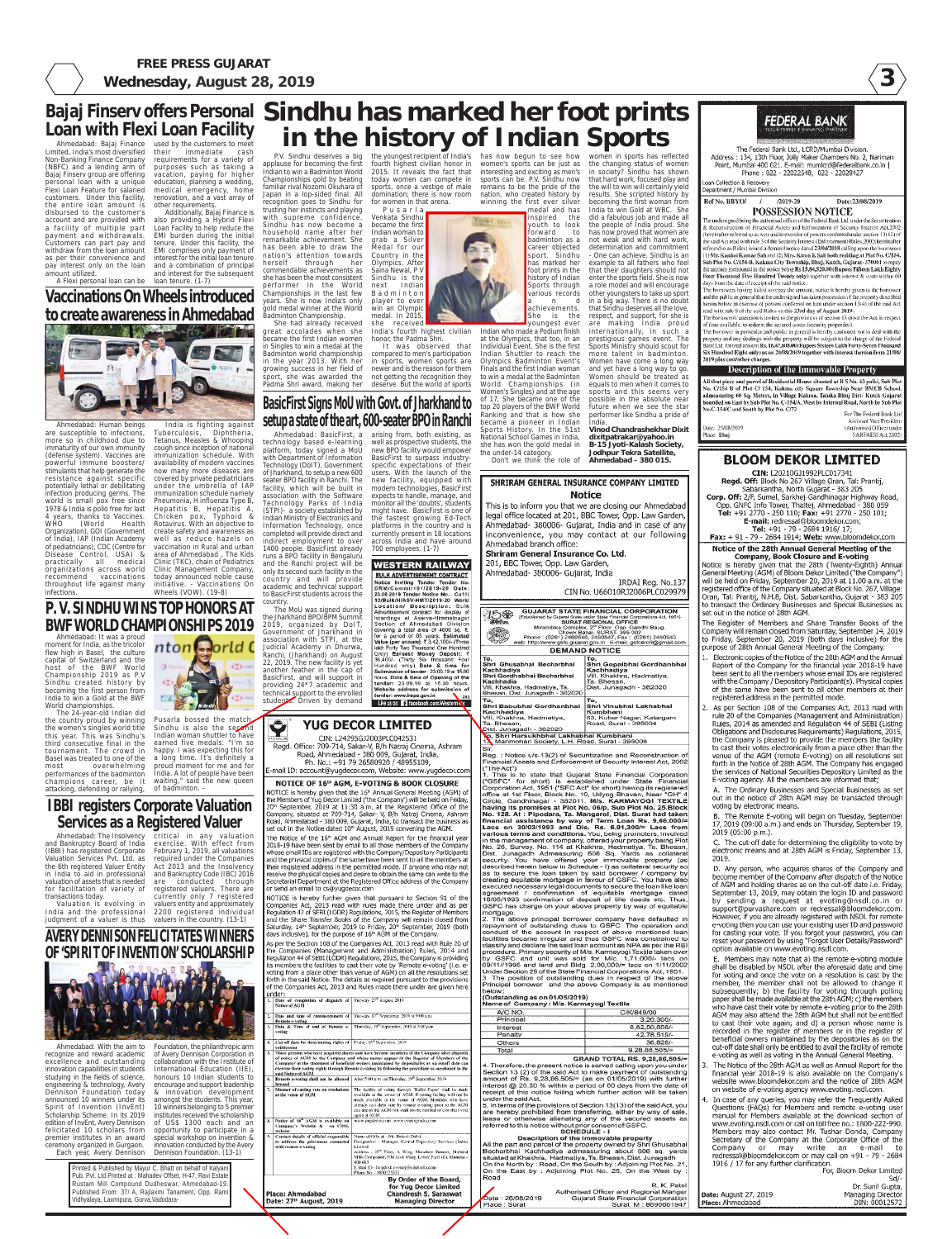# Bajaj Finserv offers Personal Loan with Flexi Loan Facility

Ahmedabad: Bajaj Finance Limited, India's most diversified Non-Banking Finance Company (NBFC) and a lending arm of Bajaj Finserv group are offering personal loan with a unique Flexi Loan Feature for salaried customers. Under this facility, the entire loan amount is disbursed to the customer's account and are provided with a facility of multiple part payment and withdrawals. Customers can part pay and withdraw from the loan amount as per their convenience and pay interest only on the loan amount utilized.

A Flexi personal loan can be used by the customers to meet their immediate cash requirements for a variety of purposes such as taking a vacation, paying for higher education, planning a wedding, medical emergency, home renovation, and a vast array of other requirements.

Additionally, Bajaj Finance is also providing a Hybrid Flexi Loan Facility to help reduce the EMI burden during the initial tenure. Under this facility, the EMI comprises only payment of interest for the initial loan tenure and a combination of principal and interest for the subsequent loan tenure. (1-7)

# Vaccinations On Wheels introduced to create awareness in Ahmedabad

Ahmedabad: Human beings are susceptible to infections, more so in childhood due to immaturity of our own immunity (defense system). Vaccines are powerful immune boosters/ stimulants that help generate the resistance against specific potentially lethal or debilitating infection producing germs. The world is small pox free since 1978 & India is polio free for last 4 years, thanks to Vaccines. WHO (World Health Organization), GOI (Government of India), IAP (Indian Academy of pediatricians), CDC (Centre for Disease Control, USA) & practically all medical organizations across world recommend vaccinations throughout life against many infections.

India is fighting against Tuberculosis, Diphtheria, Tetanus, Measles & Whooping cough since inception of national immunization schedule. With availability of modern vaccines now many more diseases are covered by private pediatricians under the umbrella of IAP immunization schedule namely Pneumonia, H influenza Type B, Hepatitis B, Hepatitis A, Chicken pox, Typhoid & Rotavirus. With an objective to create safety and awareness as well as reduce hazels on vaccination in Rural and urban area of Ahmedabad , The Kids Clinic (TKC), chain of Pediatrics Clinic Management Company, today announced noble cause initiative. - Vaccinations On Wheels (VOW). (19-8)

# P. V. SINDHU WINS TOP HONORS AT BWF WORLD CHAMPIONSHIPS 2019

Ahmedabad: It was a proud moment for India, as the tricolor flew high in Basel, the culture capital of Switzerland and the host of the BWF World Championship 2019 as P.V Sindhu created history by becoming the first person from India to win a Gold at the BWF World championships.

The 24-year-old Indian did the country proud by winning the women's singles world title this year. This was Sindhu's third consecutive final in the tournament. The crowd in Basel was treated to one of the most overwhelming performances of the badminton champions career, be it attacking, defending or rallying, Pusarla bossed the match. Sindhu is also the second Indian woman shuttler to have earned five medals. "I'm so happy. I was expecting this for a long time. It's definitely a proud moment for me and for India. A lot of people have been waiting," said the new queen of badminton. -

# IBBI registers Corporate Valuation Services as a Registered Valuer

Ahmedabad: The Insolvency and Bankruptcy Board of India (IBBI) has registered Corporate Valuation Services Pvt. Ltd. as the 6th Registered Valuer Entity in India to aid in professional valuation of assets that is needed for facilitation of variety of transactions today.

Valuation is evolving in India and the professional judgment of a valuer is thus critical in any valuation exercise. With effect from February 1, 2019, all valuations required under the Companies Act 2013 and the Insolvency and Bankruptcy Code (IBC) 2016 are conducted through registered valuers. There are currently only 7 registered valuers entity and approximately 2200 registered individual valuers in the country. (13-1)

# AVERY DENNISON FELICITATES WINNERS OF 'SPIRIT OF INVENTION' SCHOLARSHIP

Ahmedabad: With the aim to recognize and reward academic excellence and outstanding innovation capabilities in students studying in the fields of science, engineering & technology, Avery Dennison Foundation today announced 10 winners under its Spirit of Invention (InvEnt) Scholarship Scheme. In its 2019 edition of InvEnt, Avery Dennison felicitated 10 scholars from premier institutes in an award ceremony organized in Gurgaon.

Each year, Avery Dennison Foundation, the philanthropic arm of Avery Dennison Corporation in collaboration with the Institute of International Education (IIE), honours 10 Indian students to encourage and support leadership & innovation development amongst the students. This year, 10 winners belonging to 5 premier institutes were awarded the scholarship of US$ 1300 each and an opportunity to participate in a special workshop on invention & innovation conducted by the Avery Dennison Foundation. (13-1)

Printed & Published by Mayur C. Bhatt on behalf of Kalyani Pub. Pvt. Ltd Printed at : Mahadev Offset, H-47, Ravi Estate Rustam Mill Compound Dudheswar, Ahmedabad-19. Published From: 37/ A, Rajlaxmi Tanament, Opp. Rami Vidhyalaya, Laxmipura, Gorva,Vadodara-

# Sindhu has marked her foot prints in the history of Indian Sports

P.V. Sindhu deserves a big applause for becoming the first Indian to win a Badminton World Championships gold by beating familiar rival Nozomi Okuhara of Japan in a lop-sided final. All recognition goes to Sindhu for trusting her instincts and playing with supreme confidence. Sindhu has now become a household name after her remarkable achievement. She has been able to draw the nation's attention towards herself through her commendable achievements as she has been the most consistent performer in the World Championships in the last few years. She is now India's only gold medal winner at the World Badminton Championship.

She had already received great accolades when she became the first Indian women in Singles to win a medal at the Badminton world championship in the year 2013. With her growing success in her field of sport, she was awarded the Padma Shri award, making her the youngest recipient of India's fourth highest civilian honor in 2015. It reveals the fact that today women can compete in sports, once a vestige of male domination; there is now room for women in that arena.

Pusarla Venkata Sindhu became the first Indian woman to grab a Silver Medal for our Country in the Olympics. After Saina Newal, P V Sindhu is the next Indian Badminton player to ever win an Olympic medal. In 2015, she received India's fourth highest civilian honor, the Padma Shri.

It was observed that compared to men's participation in sports, women sports are newer and is the reason for them not getting the recognition they deserve. But the world of sports has now begun to see how women's sports can be just as interesting and exciting as men's sports can be. P.V. Sindhu now remains to be the pride of the nation, who created history by winning the first ever silver medal and has inspired the youth to look forward to badminton as a career objected sport. Sindhu has marked her foot prints in the history of Indian Sports through various records and achievements. She is the youngest ever Indian who made a Podium finish at the Olympics, that too, in an Individual Event. She is the first Indian Shuttler to reach the Olympics Badminton Event's Finals and the first Indian woman to win a medal at the Badminton World Championships (in Women's Singles) and at the age of 17, She became one of the top 20 players of the BWF World Ranking and that is how she became a pioneer in Indian Sports History. In the 51st National School Games in India, she has won the gold medal in the under-14 category.

Don't we think the role of women in sports has reflected the changing status of women in society? Sindhu has shown that hard work, focused play and the will to win will certainly yield results. She scripted history by becoming the first woman from India to win Gold at WBC. She did a fabulous job and made all the people of India proud. She has now proved that women are not weak and with hard work, determination and commitment - One can achieve. Sindhu is an example to all fathers who feel that their daughters should not enter the sports field. She is now a role model and will encourage other youngsters to take up sport in a big way. There is no doubt that Sindhu deserves all the love, respect, and support, for she is are making India proud internationally, in such a prestigious games event. The Sports Ministry should scout for more talent in badminton. Women have come a long way and yet have a long way to go. Women should be treated as equals to men when it comes to sports and this seems very possible in the absolute near future when we see the star performer like Sindhu a pride of India.

**Vinod Chandrashekhar Dixit**
**dixitpatrakar@yahoo.in**
**B-15 Jyoti-Kailash Society, Jodhpur Tekra Satellite, Ahmedabad - 380 015.**

# BasicFirst Signs MoU with Govt. of Jharkhand to setup a state of the art, 600-seater BPO in Ranchi

Ahmedabad: BasicFirst, a technology based e-learning platform, today signed a MoU with Department of Information Technology (DoIT), Government of Jharkhand, to setup a new 600 seater BPO facility in Ranchi. The facility, which will be built in association with the Software Technology Parks of India (STPI) - a society established by Indian Ministry of Electronics and Information Technology, once completed will provide direct and indirect employment to over 1400 people. BasicFirst already runs a BPO facility in Bengaluru and the Ranchi project will be only its second such facility in the country and will provide academic and technical support to BasicFirst students across the country.

The MoU was signed during the Jharkhand BPO/BPM Summit 2019, organized by DoIT, Government of Jharkhand in association with STPI, at the Judicial Academy in Dhurwa, Ranchi, (Jharkhand) on August 22, 2019. The new facility is yet another feather in the cap of BasicFirst, and will support in providing 24*7 academic and technical support to the enrolled students. Driven by demand arising from, both existing, as well as prospective students, the new BPO facility would empower BasicFirst to surpass industry-specific expectations of their users. With the launch of the new facility, equipped with modern technologies, BasicFirst intends to handle, manage, and monitor all the 'doubts', students might have. BasicFirst is one of the fastest growing Ed-Tech platforms in the country and is currently present in 18 locations across India and have around 700 employees. (1-7)

## WESTERN RAILWAY

**BULK ADVERTISEMENT CONTRACT**

**Notice Inviting Tender: Tender No. DRM/Comml/191/2019-20 Date: 23.08.2019 Tender Notice No. C411/ 12/Bulk/HASV-NET/2019-20 Work Location/ Description: Bulk Advertisement contract for display of hoardings at Asarva-Himmatnagar Section of Ahmedabad Division covering a total area of 4690 sq. ft. for a period of 05 years. Estimated Value (per annum): ₹ 3,42,100/- (Three lakh Forty Two Thousand One Hundred Only) Earnest Money Deposit: ₹ 36,400/- (Thirty Six thousand Four Hundred only) Date & Time for Submission of tender: 23.09.19 at 15.00 hours. Date & Time of Opening of the tender: 23.09.19 at 15.30 hours. Website address for submission of tender: www.ireps.gov.in**

Like us on: facebook.com/WesternRly

## YUG DECOR LIMITED

CIN: L24295GJ2003PLC042531
Regd. Office: 709-714, Sakar-V, B/h Natraj Cinema, Ashram Road, Ahmedabad - 380 009, Gujarat, India.
Ph. No.: +91 79 26580920 / 40055109,
E-mail ID: account@yugdecor.com, Website: www.yugdecor.com

**NOTICE OF 16th AGM, E-VOTING & BOOK CLOSURE**

NOTICE is hereby given that the 16th Annual General Meeting (AGM) of the Members of Yug Decor Limited ("the Company") will be held on Friday, 20th September, 2019 at 11:30 a.m. at the Registered Office of the Company, situated at 709-714, Sakar- V, B/h. Natraj Cinema, Ashram Road, Ahmedabad - 380 009, Gujarat, India, to transact the business as set out in the Notice dated 10th August, 2019 convening the AGM.

The Notice of the 16th AGM and Annual Report for the financial year 2018-19 have been send by email to all those members of the Company whose email IDs are registered with the Company/Depository Participant(s) and the physical copies of the same have been sent to all the members at their registered address in the permitted mode. If anyone who may not receive the physical copies and desire to obtain the same can write to the Secretarial Department at the Registered Office Address of the Company or send an email to cs@yugdecor.com

NOTICE is hereby further given that pursuant to Section 91 of the Companies Act, 2013 read with rules made there under and as per Regulation 42 of SEBI (LODR) Regulations, 2015, the Register of Members and the Share Transfer Books of the Company will remain closed from Saturday, 14th September, 2019 to Friday, 20th September, 2019 (both days inclusive), for the purpose of 16th AGM of the Company.

As per the Section 108 of the Companies Act, 2013 read with Rule 20 of the Companies (Management and Administration) Rules, 2014 and Regulation 44 of SEBI (LODR) Regulations, 2015, the Company is providing its members the facilities to cast their vote by 'Remote e-voting' (i.e. e-voting from a place other than venue of AGM) on all the resolutions set forth in the said Notice. The details as required pursuant to the provisions of the Companies Act, 2013 and Rules made there under are given here under:

| | | |
|---|---|---|
| 1. | Date of completion of dispatch of Notice of AGM | Tuesday, 27th August, 2019 |
| 2. | Date and time of commencement of Remote e-voting | Tuesday, 17th September, 2019 at 9:00 a.m. |
| 3. | Date & Time of end of Remote e-voting | Thursday, 19th September, 2019 at 5:00 p.m. |
| 4. | Cut-off date for determining rights of entitlement | Friday, 13th September, 2019 |
| 5. | Those persons who have acquired shares and have become members of the Company after dispatch of notice of AGM by the Company and whose name appear in the Register of Members of the Company/ in the statement of beneficial owners maintained by depositories as on cut-off date can exercise their voting rights through Remote e-voting by following the procedure as mentioned in the said Notice of AGM. | |
| 6. | Remote e-voting shall not be allowed beyond | After 5:00 p.m. on Thursday, 19th September, 2019 |
| 7. | Manner of casting vote on resolutions at the venue of AGM | The facility of voting through 'Ballot Paper' shall be made available at the venue of AGM. E-voting facility will not be made available at the venue of AGM. Members who have already cast their vote by remote e-voting prior to the AGM may attend the AGM but shall not be entitled to cast their vote again at AGM. |
| 8. | Notice of 16th AGM is available on Company's Website & on CDSL website | www.yugdecor.com, www.evotingindia.com |
| 9. | Contact details of official responsible to address the grievances connected with remote e-voting | Name of Official :- Mr. Rakesh Dalvi; Designation :- Manager, Central Depository Services (India) Limited; Address :- 25th Floor, A Wing, Marathon Futurex, Mafatlal Mills Compound, NM Joshi Marg, Lower Parel (E), Mumbai - 400013; E-Mail ID :- helpdesk.evoting@cdslindia.com; Phone No. :- 18002005533 |

**Place: Ahmedabad**
**Date: 27th August, 2019**

By Order of the Board,
For Yug Decor Limited
**Chandresh S. Saraswat**
**Managing Director**

## SHRIRAM GENERAL INSURANCE COMPANY LIMITED

**Notice**

This is to inform you that we are closing our Ahmedabad legal office located at 201, BBC Tower, Opp. Law Garden, Ahmedabad- 380006- Gujarat, India and in case of any inconvenience, you may contact at our following Ahmedabad branch office:

**Shriram General Insurance Co. Ltd.**
201, BBC Tower, Opp. Law Garden,
Ahmedabad- 380006- Gujarat, India

IRDAI Reg. No.137
CIN No. U66010RJ2006PLC029979

## GUJARAT STATE FINANCIAL CORPORATION

(Established by Gujarat State under State Finance Corporations Act, 1951)
**SURAT REGIONAL OFFICE**
Mirambika Complex, 2nd Floor, Opp. Gandhi Baug, Chowk Bazar, SURAT 395 003
Phone : (0261) 2460545, 2460547, Fax : (0261) 2460543
web: http://www.gsfc.gujarat.gov.in E-mail: gsfcsro@gmail.com

**DEMAND NOTICE**

To,
**Shri Ghusabhai Becharbhai Kachhadiya**
**Shri Gordhanbhai Becharbhai Kachhadia**
Vill. Khakhria, Hadmatiya, Ta. Bhesan, Dist. Junagadh - 362020

To,
**Shri Gopalbhai Gordhanbhai Kachhadiya**
Vill. Khakhria, Hadmatiya, Ta. Bhesan, Dist. Junagadh - 362020

To,
**Shri Babubhai Gordhanbhai Kachhadiya**
Vill. Khakhria, Hadmatiya, Ta. Bhesan, Dist. Junagadh - 362020

To,
**Shri Vinubhai Lakhabhai Kumbhani**
83, Kuber Nagar, Katargam Road, Surat - 395004

To, **Shri Rasikbhai Lakhabhai Kumbhani**
11, Manmohan Society, L.H. Road, Surat - 395006

Sir,

Reg. : Notice u/s- 13(2) of Securitization and Reconstruction of Financial Assets and Enforcement of Security Interest Act, 2002 ("The Act")

1. This is to state that Gujarat State Financial Corporation ("GSFC" for short) is established under State Financial Corporation Act, 1951 ("SFC Act" for short) having its registered office at 1st Floor, Block No. 10, Udyog Bhavan, Near "GH" 4 Circle, Gandhinagar - 382011. **M/s. KARMAYOGI TEXTILE having its premises at Plot No. 06p, Sub Plot No. 25,Block No. 128, At : Pipodara, Ta. Mangarol, Dist. Surat had taken financial assistance by way of Term Loan Rs. 9,66,000/= Lacs on 30/03/1993 and Dis. Rs. 6,91,300/= Lacs from various terms and conditions.** You, being promoters, involved in the management of company, offered your property being Plot No. 26, Survey. No. 114 at Khakhria, Hadmatiya, Ta. Bhesan, Dist. Junagadh Admeasuring 606 Sq. Mts. as collateral security. You have offered your immovable property (as described herein below in Schedule - I) as collateral security so as to secure the loan taken by said borrower / company by creating equitable mortgage in favour of GSFC. You have also executed necessary legal documents to secure the loan like loan agreement / confirmation of equitable mortgage dated 18/05/1993 confirmation of deposit of title deeds etc. Thus, GSFC has charge on your above property by way of equitable mortgage.

2. The above principal borrower company have defaulted in repayment of outstanding dues to GSFC. The operation and conduct of the account in respect of above mentioned loan facilities became irregular and thus GSFC was constrained to classify and declare the said loan account as NPA as per the RBI procedure. Primary security of M/s. Karmayogi Textile taken over by GSFC and unit was sold for Rs. 1.71.000/- lacs on 09/11/1996 and land and Bldg. 2,00,000/= lacs on 1/11/2002 Under Section 29 of the State Financial Corporations Act, 1951.

3. The position of outstanding dues in respect of the above Principal borrower and the above Company is as mentioned below:

**(Outstanding as on 01/05/2019)**
**Name of Company : M/s. Karmayogi Textile**

| A/C NO. | C/K/B49/00 |
|---|---|
| Principal | 3,20,300/- |
| Interest | 8,62,50,658/- |
| Penalty | 42,78,519/- |
| Others | 36,828/- |
| Total | 9,28,86,505/= |
| **GRAND TOTAL RS. 9,28,86,505/=** | |

4. Therefore, the present notice is served calling upon you under Section 13 (2) of the said Act to make payment of outstanding amount of Rs. 9,28,86,505/= (as on 01/05/2019) with further interest @ 20.50 % within a period of 60 days from the date of receipt of this notice failing which further action will be taken under the said Act.

5. In terms of the provisions of Section 13(13) of the said Act, you are hereby prohibited from transferring, either by way of sale, lease or otherwise alienating any of the secured assets as referred to this notice without prior consent of GSFC.

**SCHEDULE - I**
**Description of the immovable property**

All the part and parcel of the property owned by Shri Ghusabhai Becharbhai Kachhadiya admeasuring about 606 sq. yards situated at Khakhria, Hadmatiya, Ta. Bhesan, Dist. Junagadh On the North by : Road, On the South by : Adjoining Plot No. 21, On the East by : Adjoining Plot No. 25, On the West by : Road

Date : 26/08/2019
Place : Surat

R. K. Patel
Authorised Officer and Regional Manager
Gujarat State Financial Corporation
Surat M : 8690661947

## FEDERAL BANK

YOUR PERFECT BANKING PARTNER

The Federal Bank Ltd., LCRD/Mumbai Division.
Address : 134, 13th Floor, Jolly Maker Chambers No. 2, Nariman Point, Mumbai 400 021. E-mail: mumlcrd@federalbank.co.in |
Phone : 022 - 22022548, 022 - 22028427

Loan Collection & Recovery
Department / Mumbai Division

Ref No. BBYO/ /2019-20 Date:23/08/2019

**POSSESSION NOTICE**

The undersigned being the authorised officer of the Federal Bank Ltd. under the Securitisation & Reconstruction of Financial Assets and Enforcement of Security Interest Act,2002 (hereinafter referred to as Act) and in exercise of powers conferred under section 13(12) of the said Act read with rule 3 of the Security Interest (Enforcement) Rules, 2002 (hereinafter referred to as Rules) issued a demand notice dated 23/04/2018 calling upon the borrowers (1) Mr. Kanbai Kumar Saban (2) Mrs. Kiran K Sab both residing at Plot No. C/154, Sub Plot No. C/154-B, Kukma City Township, Bhuj, Kutch, Gujarat- 370001 to repay the amount mentioned in the notice being Rs.15,64,520.00 (Rupees Fifteen Lakh Eighty Four Thousand Five Hundred Twenty only) together with interest & costs within 60 days from the date of receipt of the said notice.

The borrowers having failed to repay the amount, notice is hereby given to the borrower and the public in general that the undersigned has taken possession of the property described herein below in exercise of powers conferred on him under section 13(4) of the said Act read with rule 8 of the said Rules on this **23rd day of August 2019.**

The borrower's attention is invited to the provisions of section 13(8) of the Act, in respect of time available, to redeem the secured assets (security properties).

The borrower in particular and public in general is hereby cautioned not to deal with the property and any dealings with the property will be subject to the charge of the Federal Bank Ltd. for total amount Rs. 16,67,018.00 (Rupees Sixteen Lakh Sixty Seven Thousand Six Hundred Eight only) as on 20/08/2019 together with interest thereon from 21/08/2019 plus cost/other charges.

**Description of the Immovable Property**

**All that piece and parcel of Residential House situated at R S No. 43 paiki, Sub Plot No. C/154 B of Plot C/ 154, Kukma city Square Township Near BMCB School, admeasuring 60 Sq. Meters, in Village Kukma, Taluka Bhuj Dist- Kutch Gujarat bounded on East by Sub Plot No. C-154A, West by Internal Road, North by Sub Plot No.C-154/C and South by Plot No. C/72**

Date: 23/08/2019
Place: Bhuj

For The Federal Bank Ltd
Assistant Vice President
(Authorised Officer under SARFAESI Act 2002)

## BLOOM DEKOR LIMITED

**CIN:** L20210GJ1992PLC017341
**Regd. Off:** Block No 267 Village Oran, Tal: Prantij, Sabarkantha, North Gujarat - 383 205
**Corp. Off:** 2/F, Sumel, Sarkhej Gandhinagar Highway Road, Opp. GNFC Info Tower, Thaltej, Ahmedabad - 380 059
**Tel:** +91 2770 - 250 110; **Fax:** +91 2770 - 250 101;
**E-mail:** redressal@bloomdekor.com;
**Tel:** +91 - 79 - 2684 1916/ 17;
**Fax:** + 91 - 79 - 2684 1914; **Web:** www.bloomdekor.com

**Notice of the 28th Annual General Meeting of the Company, Book Closure and E-voting**

Notice is hereby given that the 28th (Twenty-Eighth) Annual General Meeting (AGM) of Bloom Dekor Limited ("the Company") will be held on Friday, September 20, 2019 at 11.00 a.m. at the registered office of the Company situated at Block No. 267, Village: Oran, Tal: Prantij, N.H.8, Dist. Sabarkantha, Gujarat - 383 205 to transact the Ordinary Businesses and Special Businesses as set out in the notice of 28th AGM.

The Register of Members and Share Transfer Books of the Company will remain closed from Saturday, September 14, 2019 to Friday, September 20, 2019 (both days inclusive) for the purpose of 28th Annual General Meeting of the Company.

1. Electronic copies of the Notice of the 28th AGM and the Annual Report of the Company for the financial year 2018-19 have been sent to all the members whose email IDs are registered with the Company / Depository Participant(s). Physical copies of the same have been sent to all other members at their registered address in the permitted mode.

2. As per Section 108 of the Companies Act, 2013 read with rule 20 of the Companies (Management and Administration) Rules, 2014 as amended and Regulation 44 of SEBI (Listing Obligations and Disclosures Requirements) Regulations, 2015, the Company is pleased to provide the members the facility to cast their votes electronically from a place other than the venue of the AGM (remote E-voting) on all resolutions set forth in the Notice of 28th AGM. The Company has engaged the services of National Securities Depository Limited as the E-voting agency. All the members are informed that;

A. The Ordinary Businesses and Special Businesses as set out in the notice of 28th AGM may be transacted through voting by electronic means.

B. The Remote E-voting will begin on Tuesday, September 17, 2019 (09:00 a.m.) and ends on Thursday, September 19, 2019 (05:00 p.m.).

C. The cut-off date for determining the eligibility to vote by electronic means and at 28th AGM is Friday, September 13, 2019.

D. Any person, who acquires shares of the Company and become member of the Company after dispatch of the Notice of AGM and holding shares as on the cut-off date i.e. Friday, September 13, 2019, may obtain the login ID and password by sending a request at evoting@nsdl.co.in or support@purvashare.com or redressal@bloomdekor.com. However, if you are already registered with NSDL for remote e-voting then you can use your existing user ID and password for casting your vote. If you forgot your password, you can reset your password by using "Forgot User Details/Password" option available on www.evoting.nsdl.com.

E. Members may note that a) the remote e-voting module shall be disabled by NSDL after the aforesaid date and time for voting and once the vote on a resolution is cast by the member, the member shall not be allowed to change it subsequently; b) the facility for voting through polling paper shall be made available at the 28th AGM; c) the members who have cast their vote by remote e-voting prior to the 28th AGM may also attend the 28th AGM but shall not be entitled to cast their vote again; and d) a person whose name is recorded in the register of members or in the register of beneficial owners maintained by the depositories as on the cut-off date shall only be entitled to avail the facility of remote e-voting as well as voting in the Annual General Meeting.

3. The Notice of the 28th AGM as well as Annual Report for the financial year 2018-19 is also available on the Company's website www.bloomdekor.com and the notice of 28th AGM on website of e-voting agency www.evoting.nsdl.com.

4. In case of any queries, you may refer the Frequently Asked Questions (FAQs) for Members and remote e-voting user manual for Members available at the download section of www.evoting.nsdl.com or call on toll free no.: 1800-222-990. Members may also contact Mr. Tushar Donda, Company Secretary of the Company at the Corporate Office of the Company or may write an e-mail to redressal@bloomdekor.com or may call on +91 - 79 - 2684 1916 / 17 for any further clarification.

For, Bloom Dekor Limited
Sd/-
Dr. Sunil Gupta,
Managing Director
DIN: 00012572

**Date:** August 27, 2019
**Place:** Ahmedabad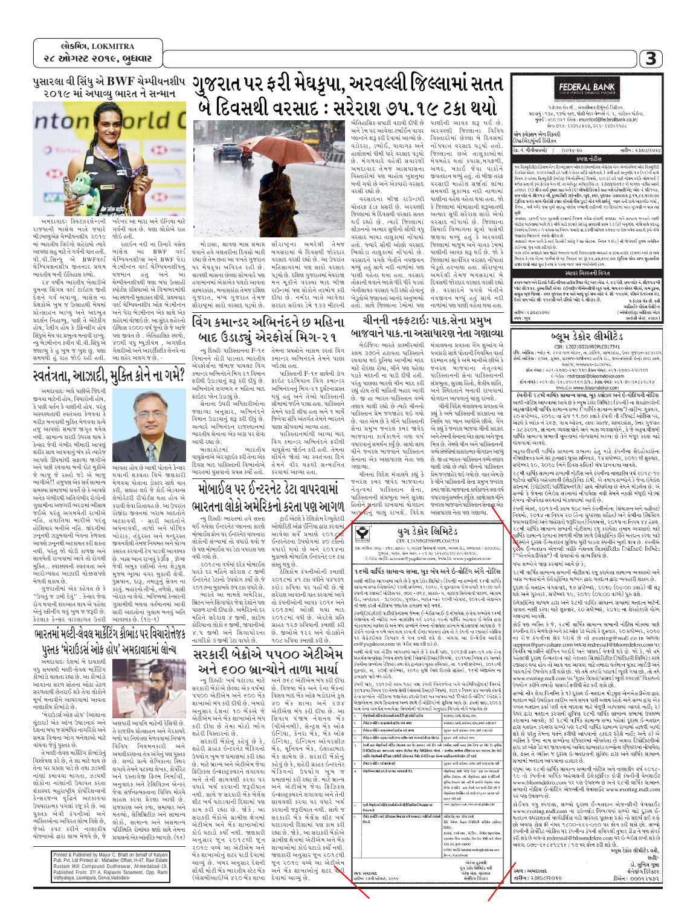લોકમિત્ર, LOKMITRA
૨૮ ઓગસ્ટ ૨૦૧૯, બુધવાર

# પુસારલા વી સિંધુ એ BWF ચેમ્પીયનશીપ ૨૦૧૯ માં અપાવ્યુ ભારત ને સન્માન

અમદાવાદ: સિવટ્ઝરલેન્ડની રાજધાની બાસેલ ખાતે જીતેલી બીડબલ્યુએફ ચેમ્પીયનશીપ ૨૦૧૯ માં ભારતીય ત્રિરંગો લહેરાયો એ આપણા સહુ માટે ને ગર્વની વાત છે. પી.વી.સિન્ધુ એ BWF વર્લ્ડ ચેમ્પિયનશીપ જીતનાર પ્રથમ ભારતીય બની ઇતિહાસ રચ્યો.

૨૪ વર્ષીય ભારતીય ખેલાડીએ જુમસ્ક સિંગલ વર્લ્ડ ટાઇટલ જીતી દેશને ગર્વ અપાવ્યું. બાસેલ ના પ્રેક્ષકોએ ખુબ જ ઉત્સાહથી મેચની પ્રોત્સાહન આપ્યુ અને અદ્ભુત પ્રદર્શન નિહાળ્યુ. પછી તે બેડમિંટન હોય, રેસીંગ હોય કે ક્રિકેટ હોય સિંધુએ મેચ પર પ્રભુત્વ બનાવી રાખ્યુ. ન્યુ બેડમિંટન કવીન પી.વી.સિંધુ એ જણાવ્યુ કે ખુબ જ ખુશ છુ. ઘણા સમયથી હું રાહ જોઇ રહી હતી.

ખરેખર આ મારા અને ઇન્ડિયા માટે ગર્વની વાત છે. ઘણા લોકોએ રાહ જોઇ હતી.

રમાઇન નદી ના કિનારે વસેલા બાસેલ મા BWF વર્લ્ડ ચેમ્પિયનશીપ અને BWF પૈરા બેડમિન્ટન વર્લ્ડ ચેમ્પિયનશીપનુ યજમાન હતુ અને આ ચેમ્પિયનશીપથી ઘણા બધા ઉત્સાહી સ્પોર્ટસ રસિયાઓ એ વિશ્વભરમાંથી આગમન ની મુલાકાત લીધી. પ્રથમવાર વર્લ્ડ ચેમ્પિયનશીપ એક બેડમિન્ટન અને પૈરા બેડમિન્ટન એક સાથે એક શહેરમાં યોજાઇ છે. આ સુંદર શહેરનો ઇતિહાસ ૨૦૦૦ વર્ષ જુનો છે જ આજે પણ જીવંત છે. ઐતિહાસિક સ્થળો, ૪૦થી વધુ મ્યુઝીયમ, આર્ગ્યુલીન ગેલરીઓ અને આર્કિટેક્ચરલ ક્રેન્દો ના આ શહેર અલગ જ છે.

# ગુજરાત પર ફરી મેઘકૃપા, અરવલ્લી જિલ્લામાં સતત બે દિવસથી વરસાદ : સરેરાશ ૭૫.૧૯ ટકા થયો

મોડાસા, શ્રાવણ માસ સમાપ્ત થવાને હવે ગણતરીના દિવસો બાકી રહ્યા છે તેમ છતા આ વખતે ગુજરાત પર મેઘકૃપા અવિરત રહી છે. શ્રાવણી માસના છેલ્લા સોમવારે પણ હવામાનમાં એકાએક પલટો આવતા સાબરકાંઠા, બનાસકાંઠા તેમજ દક્ષિણ ગુજરાત, મધ્ય ગુજરાત તેમજ સૌરાષ્ટ્રમાં સારો વરસાદ પડ્યો છે. સૌરાષ્ટ્રના અમરેલી તેમજ ભાવનગરમાં બે દિવસથી જોરદાર વરસાદ વરસી રહ્યો છે. આ ઉપરાંત મહિસાગરમાં પણ સારો વરસાદ પડ્યો છે. દક્ષિણ ગુજરાતમાં મેઘરાજા મન મૂકીને વરસ્યા બાદ બીજા રાઉન્ડમાં પણ લોકોને તરબોળ કરી દીધા છે. નર્મદા ખાતે આવેલા સરદાર સરોવર ડેમ ૧૩૩ મીટરની ઐતિહાસિક સપાટી વટાવી દીધી છે અને ડેમ પર આવેલા ટર્બાઇન પાવર પ્લાન્ટને શરૂ કરી દેવામાં આવ્યો છે. વડોદરા, ડભોઈ, પાવાગઢ અને હાલોલમાં ધીમી ધારે વરસાદ પડ્યો છે. મંગળવારે વહેલી સવારથી અમદાવાદ તેમજ આસપાસના વિસ્તારોમાં પણ માહોલ ખુશનુમા બની ગયો છે અને અંધારો વરસાદ વરસી રહ્યો છે.

વરસાદના બીજા રાઉન્ડથી ચોતરફ હરખ પ્રસરી છે. અરવલ્લી જિલ્લામાં બે દિવસથી વરસાદ સતત થઈ રહ્યો છે. ત્યારે જિલ્લાના સીઝનનો અત્યાર સુધીનો સૌથી વધુ વરસાદ માલપુર તાલુકામાં નોંધાયો હતો. જ્યારે સૌથી ઓછો વરસાદ ભિલોડા તાલુકામાં નોંધાયો છે. વરસાદને પગલે ખેતીને નવજીવન મળ્યું હતું સાથે નદી નાળામાં પણ પાણી વહેતા થયા હતા. મેઘરાજા તોફાની થવાને બદલે ધીરે ધીરે પડતા ખેતીલાયક વરસાદ પડી રહ્યો હોવાનું ખેડૂતોએ જણાવતા આનંદ અનુભવ્યો હતો. સાથે જિલ્લાના ડેમોમાં પણ પાણીની આવક શરૂ થઈ છે. અરવલ્લી જિલ્લાના વિવિધ વિસ્તારોમાં છેલ્લા બે દિવસમાં નોંધપાત્ર વરસાદ પડ્યો હતો. જિલ્લાના છએ તાલુકાઓમાં મેઘમહેર થતાં કપાસ, મગફળી, અળદ, મકાઈ જેવા પાકોને જીવતદાન મળ્યું હતું. તો બીજી તરફ વરસાદી માહોલ જામતાં લાંબા સમયથી સુકાભઠ નદી નાળામાં પાણીના વહેણ વહેતા થયા હતા. જો કે જિલ્લામાં ચોમાસાની શરૂઆતથી અત્યાર સુધી સરેરાશ સારો એવો વરસાદ નોંધાયો છે. જિલ્લાના સિંચાઈ વિભાગના સૂત્રો પાસેથી જાણવા મળ્યું હતું કે અરવલ્લી જિલ્લામાં મોસમનો અત્યાર સુધી ૭૫.૧૯ ટકા વરસાદ પાણીની આવક શરૂ થઈ છે. જો કે જિલ્લામાં સાર્વત્રિક વરસાદ નોંધાતાં ખેડૂતો હરખાયા હતા. સૌરાષ્ટ્રના અમરેલી તેમજ ભાવનગરમાં બે દિવસથી જોરદાર વરસાદ વરસી રહ્યો છે. વરસાદને પગલે ખેતીને નવજીવન મળ્યું હતું સાથે નદી નાળામાં પણ પાણી વહેતા થયા.

## સ્વતંત્રતા, આઝાદી, મુક્તિ કોને ના ગમે?

અમદાવાદ: ભલે પક્ષીએ જિંદગી જીવવા માટેની હોય, વિચારોની હોય, કે પછી વર્તન કે વાણીની હોય. પરંતુ આવશ્યકતાથી સ્વતંત્રતાથી રહેવાના કે મરીઝ અનવાણી મુક્તિ મેળવવા પ્રત્યે ભરપૂર આ લડત છે. સામાન્ય શરદી ઉધરસ થાય કે કેન્સર જેવી ગંભીર બીમારી આપણું શરીર સાથ આપવાનું બંધ કરે ત્યારે આપણે ઉપચારથી સફળતા જીવીએ અને પછી સ્વચ્છતા અને ઉપચારની વસ્તુ ભાગીએ.

ગુજરાતીમાં એક કહેવત છે કે "ઉગ્યું જ ડામી દેવું". કેન્સર જેવા રોગ થવાની શરુઆત થાય એ પહેલા એનું સંક્રમિત થતું ખૂબ જ જરૂરી છે.

આવતા હોય છે આથી પોતાના કેન્સર થવાની શકયતા વિષે જાણકારી મેળવવા પોતાના ડોકટર સાથે વાત કરી, સલાહ લઇ જ કોઈ આવશ્યક ટેસ્ટ કરાવવા જોઈએ, આ ઉપરાંત રોજિંદા જીવનમાં ખરાબ આદતોને અટકાવવી - સારી આદતોને અપનાવવી, તાજો અને પૌષ્ટિક ખોરાક, તંદુરસ્ત અને મસ્તુરસ્ત જીવનશૈલી તેમજ નિયમિત વ્યાયામ કરવાની ટેવ પાડવી આવશ્યક છે. ખાસ ધ્યાન રાખવું કે દારુ, તમ્બાકુ જેવી ખરાબ આદતો છોડી દેવી જોઇએ. (૧૯-૧)

## ભારતમાં મલ્ટી-લેવલ માર્કેટિંગ કૌભાંડો પર વિચારોત્તેજક પુસ્તક 'મેરાઉડ્સ ઓફ હોપ' અમદાવાદમાં લોન્ચ

અમદાવાદ: દેશમાં બે દાયકાથી વધુ સમયથી મલ્ટી-લેવલ માર્કેટિંગ કૌભાંડો ચાલતા રહ્યા છે. આ કૌભાંડોએ આવશ્યક કરણ કોતનો ખોટા સંદેશ સરળતાથી દોરવાઈ શકે તેવા લોકોને મૂર્ખ બનાવીને આચરવામાં આવતા નાણાકીય કૌભાંડો છે.

'મેરાઉડ્સ ઓફ હોપ' (આશાના લૂંટારા) એક આંખ ઉઘાડનાર અને દેશના બધા જ સંભવિત નાગરિકો અને સમગ્ર વિશ્વના ભોગ બનેલાઓ માટે વાંચવા જેવું પુસ્તક છે.

અસાધારણ દેખાવ અને તે રાજકીય પ્રોત્સાહન અને એસ્ટાબલ્ડ બળો પર નિયંત્રણ મેળવવામાં નિષ્ફળ વિવિધ નિયમનકારી અને અમલીકરણના તંત્ર અંગેનું પણ પુસ્તક છે. (૧૯-૨)

# વિંગ કમાન્ડર અભિનંદને છ મહિના બાદ ઉડાડ્યું એરફોર્સ મિગ-૨૧

નવી દિલ્હી: પાકિસ્તાનના F-16 વિમાનને તોડી પાડનાર ભારતીય એરફોર્સના જાંબાઝ પાયલટ વિંગ કમાન્ડર અભિનંદન વર્ધમાને મિગ-૨૧ વિમાન ફરીથી ઉડાડવાનું શરૂ કરી દીધું છે.

સેનાના ઉપરી અધિકારીઓના જણાવ્યા અનુસાર, અભિનંદને વિમાન ઉડાડવાનું શરૂ કરી દીધું છે. અત્યારે અભિનંદન રાજસ્થાનમાં ભારતીય સેનાના એક અડ્ડા પર સેવા આપી રહ્યા છે.

બાલાકોટમાં ભારતીય વાયુસેનાએ એર સ્ટ્રાઇક કરી તેના એક દિવસ બાદ પાકિસ્તાની વિમાનોએ ભારતમાં ઘુસવાનો પ્રયાસ કર્યો હતો. તેમના પ્રયાસોને નાકામ કરતી વિંગ કમાન્ડર અભિનંદને તેમને પાછા ખદેડ્યા હતા.

પાકિસ્તાની F-16 સાથેની ડોગ ફાઇટ દરમિયાન વિંગ કમાન્ડર અભિનંદનનું મિગ-૨૧ દુર્ઘટનાગ્રસ્ત થયું હતું અને તેઓ પાકિસ્તાનની સીમામાં જઈને પડ્યા હતા. પાકિસ્તાને તેમને પકડી લીધા હતા અને ૧ માર્ચે જિનેવા સંધિ અંતર્ગત તેમને ભારતને પાછા સોંપવામાં આવ્યા હતા.

પાકિસ્તાનમાંથી આવ્યા બાદ વિંગ કમાન્ડર અભિનંદને ફરીથી વાયુસેનામાં જોઈન કરી હતી. તેમના શૌર્યને જોતાં આ સ્વતંત્રતા દિને તેમને વીર ચક્રથી સન્માનિત કરવામાં આવ્યા હતા.

# ચીનની નફ્ફટાઈ: પાક.સેના પ્રમુખ બાજવાને પાક.ના અસાધારણ નેતા ગણાવ્યા

બેઈજિંગ: ભારતે કાશ્મીરમાંથી કલમ ૩૭૦ને હટાવતા પાકિસ્તાને રઘવાયા થઈ દુનિયા આખીમાં મદદ માટે દોડધામ કરી રહ્યો છે. ચીન પણ પહેલા ઘણો મદદ કરી ના પાડી દીધી હતી. પરંતુ પાછલા બારણે ચીન મદદ કરી રહ્યું હોય તેવી માહિતી બહાર આવી છે. જો હા ભારત-પાકિસ્તાન વચ્ચે તણાવ ચાલી રહ્યો છે ત્યારે ચીનનો પાકિસ્તાન પ્રેમ જગજાહેર થઈ ગયો છે. વાત એમ છે કે ચીને પાકિસ્તાની સેના પ્રમુખ જનરલ કમર જાવેદ બાજવાના કાર્યકાળનો ગણાવ્યા છે. ચીનના વિદેશ મંત્રાલયે કહ્યું કે જનરલ કમર જાવેદ બાજવાના નેતૃત્વમાં પાકિસ્તાન સેનાએ ચીન-પાક સંબંધોના વિકાસમાં મહત્વપૂર્ણ યોગદાન આપ્યું છે.

ચીનના વિદેશ મંત્રાલયના પ્રવક્તાએ પત્રકારો સાથે પોતાની નિયમિત વાર્તા દરમ્યાન કહ્યું કે અમે માનીએ છીએ કે જનરલ બાજવાના નેતૃત્વમાં પાકિસ્તાનની સેના પાકિસ્તાનની સંપ્રભુતા, સુરક્ષા સ્થિરતા, ક્ષેત્રીય શાંતિ, અને સ્થિરતાને બનાવી રાખવામાં યોગદાન આપવાનું ચાલુ રાખશે.

ચીની વિદેશ મંત્રાલયના પ્રવક્તા એ કહ્યું કે અમે પાકિસ્તાની સરકારના આ નિર્ણય પર ધ્યાન આપીએ છીએ. એ પહેલા ચીને પાકિસ્તાની સેના પ્રમુખ જનરલ બાજવાના કાર્યકાળને મિત્ર છે. તેમણે ચીન અને પાકિસ્તાનની વ્યાપક સંબંધોમાં મહત્વપૂર્ણ યોગદાન આપ્યું છે. છે હા ભારત-પાકિસ્તાન વચ્ચે તણાવ ચાલી રહ્યો છે ત્યારે ચીનનો પાકિસ્તાન પ્રેમ જગજાહેર થઈ ગયો છે. ચીને પાકિસ્તાની સેના પ્રમુખ જનરલ કમર જાવેદ બાજવાના કાર્યકાળને અસાધારણ નેતા ગણાવ્યા છે.

# મોબાઈલ પર ઈન્ટરનેટ ડેટા વાપરવામાં ભારતના લોકો અમેરિકનો કરતા પણ આગળ

નવી દિલ્હી: ભારતમાં હવે સસ્તા થઈ ગયેલા ઈન્ટરનેટ પ્લાનના કારણે મોબાઈલ ફોન પર ઈન્ટરનેટ વાપરનારા લોકોની સંખ્યામાં તો વધારો થયો જ છે પણ મોબાઈલ પર ડેટા વપરાશ પણ વધી ગયો છે.

૨૦૧૮ના વર્ષમાં દરેક મોબાઈલ ધારકે દર મહિને સરેરાશ ૮ જીબી ઈન્ટરનેટ ડેટાનો ઉપયોગ કર્યો છે. જે ૨૦૧૭ના મુકાબલે ૭૫ ટકા વધારે છે. ભારતે આ મામલે અમેરિકા, બ્રિટન અને સિંગાપોર જેવા દેશોને પણ પાછળ રાખી દીધા છે. અમેરિકનો દર મહિને સરેરાશ ૩ જીબી, સાઉથ કોરિયાના લોકો ૮ જીબી, જાપાનીઓ ૪.૫ જીબી અને સિંગાપોરના નાગરિકો ૩ જીબી ડેટા વાપરે છે.

ટ્રાઈ અને ટેલિકોમ રેગ્યુલેટરી ઓથોરિટી ઓફ ઈન્ડિયા દ્વારા કરવામાં આવેલા સર્વે પ્રમાણે ૨૦૧૮માં ઈન્ટરનેટના ઉપયોગમાં ૪૦ ટકાનો વધારો થયો છે અને ૨૦૧૪ના મુકાબલે મોબાઈલ ઈન્ટરનેટ ૯૫ ટકા સસ્તુ થયું છે.

ટેલિકોમ કંપનીઓની કમાણી ૨૦૧૮માં ૨૧ ટકા ઘટીને ૫૪૫૦૧ કરોડ રુપિયા પર પહોંચી છે. જો સરેરાશ આવકની વાત કરવામાં આવે તો કંપનીઓની આવક ૨૦૧૪ અને ૨૦૧૭માં ઓછી થયા બાદ ૨૦૧૮માં વધી છે. એરટેલે પ્રતિ ગ્રાહક ૧૨૭ રુપિયાની કમાણી કરી છે. જીઓએ ૧૨૨ અને વોડાફોને ૧૦૮ રુપિયા કમાણી કરી છે.

# સરકારી બેંકોએ ૫૫૦૦ એટીએમ અને ૬૦૦ બ્રાન્ચોને તાળા માર્યા

નવી દિલ્હી: ખર્ચ ઘટાડવા માટે સરકારી બેંકોએ છેલ્લા એક વર્ષમાં ૫૫૦૦ એટીએમ અને ૬૦૦ બેંક શાખાઓ બંધ કરી દીધી છે. ખબરો અનુસાર દેશનાં ૧૦ બેંકો જે સરકારી બેંકો છે તેમની સંખ્યા ગ્રામીણ શાખાઓ બંધ કરી દીધી છે.

સરકારી બેંકોનું કહેવું છે કે, શહેરી ગ્રાહક ઈન્ટરનેટ બેંકિંગનો ઉપયોગ ખુબ જ પ્રમાણમાં કરી રહ્યા છે. જ્યારે ગ્રામીણ ક્ષેત્રમાં બેંક ઈન્ફ્રાસ્ટ્રક્ચરને લગાવવા અને તેની સારસંભાળ કરવા પર વધારે ખર્ચ કરવાની જરૂરીયાત નથી. સાથે જ સરકારી બેંક એટીએમ અને બેંક શાખાઓ પણ ઘટાડી રહી છે.

અને ૭૬૮ એટીએમ બંધ કરી દીધા છે. વિજયા બેંક અને દેના બેંકનો વિલય બાદ બેંક ઓફ બરોડાએ કુલ ૪૦ બેંક શાખા અને ૨૭૪ એટીએમ બંધ કર્યા છે. આ સિવાય પંજાબ નેશનલ બેંક (પીએનબી), સેન્ટ્રલ બેંક ઓફ ઈન્ડિયા, કેનરા બેંક, બેંક ઓફ ઈન્ડિયા, ઈન્ડિયન ઓવરસીઝ બેંક, યુનિયન બેંક, દેનાબાદ બેંક સામેલ છે. સરકારી બેંકોનું કહેવું છે કે, શહેરી ગ્રાહક ઈન્ટરનેટ બેંકિંગનો ઉપયોગ ખૂબ જ પ્રમાણમાં કરી રહ્યા છે. બેંકો અને એટીએમ જેવા ઈન્ફ્રાસ્ટ્રક્ચરને લગાવવા અને તેની સારવાર કરવા પર વધારે ખર્ચ કરવાની જરૂરીયાત નથી.

---

**FEDERAL BANK**

પ્રોપર્ટી લોન્સ એન્ડ ઝોન્સ

લોન કલેક્શન એન્ડ રિકવરી ડિપાર્ટમેન્ટ/મુંબઈ ડિવિઝન

## કબજા નોટિસ

### સ્થાવર મિલકતની વિગત

તારીખ: ૨૩/૦૮/૨૦૧૯

સ્થળ: સુરત

ફેડરલ બેંક લી. વતી

---

## બ્લૂમ ડેકોર લીમીટેડ

CIN: L20210GJ1992PLC017341

રજી. ઓફિસ: બ્લોક નં. ૨૨૭૭, અમદાવાદ, ગુજરાત

ઈ-મેઈલ: redressal@bloomdekor.com

વેબસાઈટ: www.bloomdekor.com

કંપનીની ૨૮મી વાર્ષિક સામાન્ય સભા, બુક ક્લોઝર અને ઈ-વોટિંગની નોટિસ

સ્થળ: અમદાવાદ

તારીખ: ૨૭/૦૮/૨૦૧૯

બ્લૂમ ડેકોર લીમીટેડ વતી,

ડૉ. સુનિલ ગુપ્તા
મેનેજીંગ ડિરેક્ટર
ડિએન: ૦૦૦૧ ૨૫૭૨

---

## યુગ ડેકોર લિમિટેડ

CIN: L24295GJ2003PLC042531

૧૭મી વાર્ષિક સામાન્ય સભા, બુક બંધ અને ઈ-વોટિંગ અંગે નોટિસ

સ્થળ: અમદાવાદ

યુગ ડેકોર લિમિટેડ વતી

ચંદ્રેશ સરસ્ વાસ્તવના
મેનેજિંગ ડિરેક્ટર

---

Printed & Published by Mayur C. Bhatt on behalf of Kalyani Pub. Pvt. Ltd Printed at : Mahadev Offset, H-47, Ravi Estate Rustam Mill Compound Dudheswar, Ahmedabad-19. Published From: 37/ A, Rajlaxmi Tanament, Opp. Rami Vidhyalaya, Laxmipura, Gorva,Vadodara-